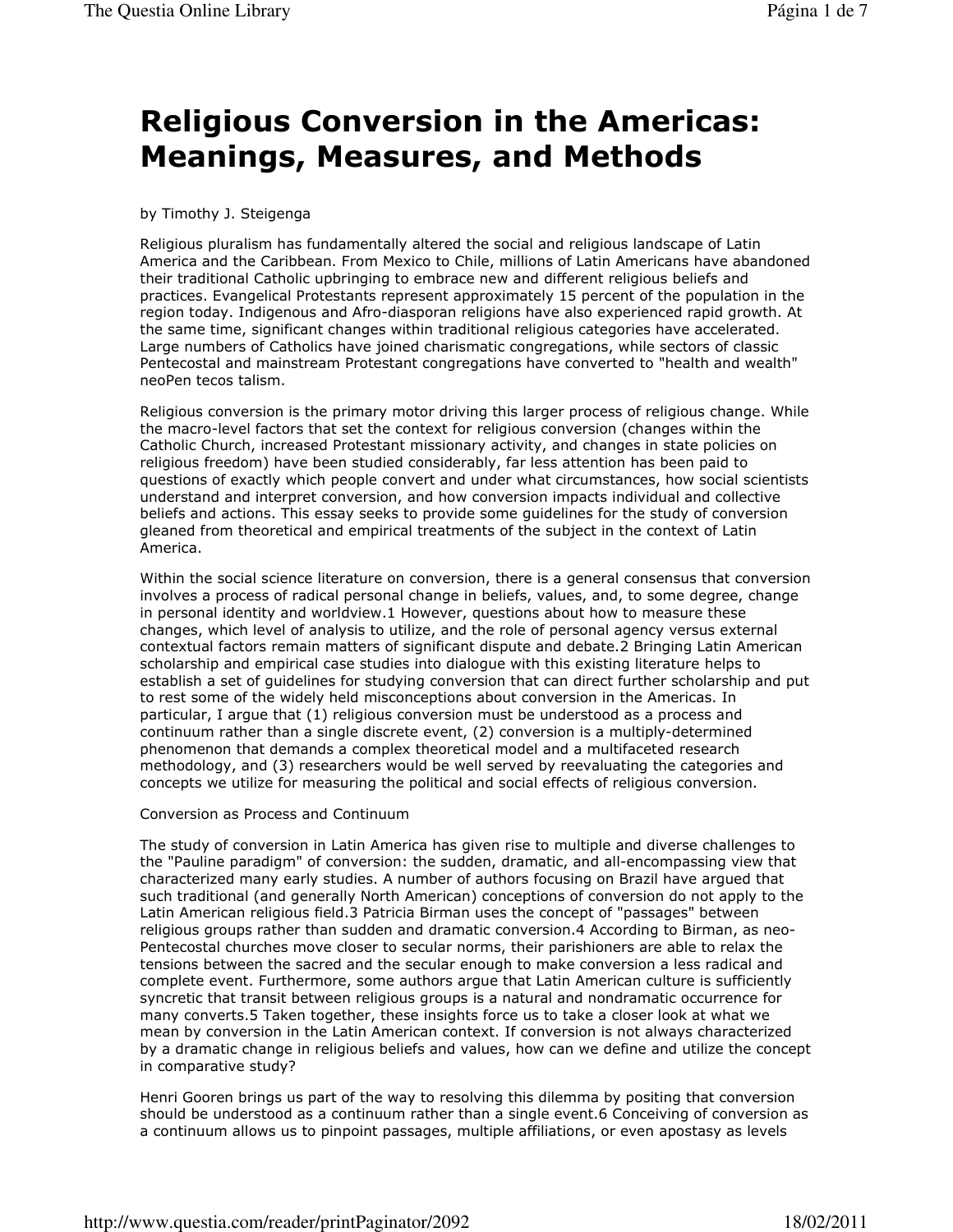# Religious Conversion in the Americas: Meanings, Measures, and Methods

by Timothy J. Steigenga

Religious pluralism has fundamentally altered the social and religious landscape of Latin America and the Caribbean. From Mexico to Chile, millions of Latin Americans have abandoned their traditional Catholic upbringing to embrace new and different religious beliefs and practices. Evangelical Protestants represent approximately 15 percent of the population in the region today. Indigenous and Afro-diasporan religions have also experienced rapid growth. At the same time, significant changes within traditional religious categories have accelerated. Large numbers of Catholics have joined charismatic congregations, while sectors of classic Pentecostal and mainstream Protestant congregations have converted to "health and wealth" neoPen tecos talism.

Religious conversion is the primary motor driving this larger process of religious change. While the macro-level factors that set the context for religious conversion (changes within the Catholic Church, increased Protestant missionary activity, and changes in state policies on religious freedom) have been studied considerably, far less attention has been paid to questions of exactly which people convert and under what circumstances, how social scientists understand and interpret conversion, and how conversion impacts individual and collective beliefs and actions. This essay seeks to provide some guidelines for the study of conversion gleaned from theoretical and empirical treatments of the subject in the context of Latin America.

Within the social science literature on conversion, there is a general consensus that conversion involves a process of radical personal change in beliefs, values, and, to some degree, change in personal identity and worldview.1 However, questions about how to measure these changes, which level of analysis to utilize, and the role of personal agency versus external contextual factors remain matters of significant dispute and debate.2 Bringing Latin American scholarship and empirical case studies into dialogue with this existing literature helps to establish a set of guidelines for studying conversion that can direct further scholarship and put to rest some of the widely held misconceptions about conversion in the Americas. In particular, I argue that (1) religious conversion must be understood as a process and continuum rather than a single discrete event, (2) conversion is a multiply-determined phenomenon that demands a complex theoretical model and a multifaceted research methodology, and (3) researchers would be well served by reevaluating the categories and concepts we utilize for measuring the political and social effects of religious conversion.

Conversion as Process and Continuum

The study of conversion in Latin America has given rise to multiple and diverse challenges to the "Pauline paradigm" of conversion: the sudden, dramatic, and all-encompassing view that characterized many early studies. A number of authors focusing on Brazil have argued that such traditional (and generally North American) conceptions of conversion do not apply to the Latin American religious field.3 Patricia Birman uses the concept of "passages" between religious groups rather than sudden and dramatic conversion.4 According to Birman, as neo-Pentecostal churches move closer to secular norms, their parishioners are able to relax the tensions between the sacred and the secular enough to make conversion a less radical and complete event. Furthermore, some authors argue that Latin American culture is sufficiently syncretic that transit between religious groups is a natural and nondramatic occurrence for many converts.5 Taken together, these insights force us to take a closer look at what we mean by conversion in the Latin American context. If conversion is not always characterized by a dramatic change in religious beliefs and values, how can we define and utilize the concept in comparative study?

Henri Gooren brings us part of the way to resolving this dilemma by positing that conversion should be understood as a continuum rather than a single event.6 Conceiving of conversion as a continuum allows us to pinpoint passages, multiple affiliations, or even apostasy as levels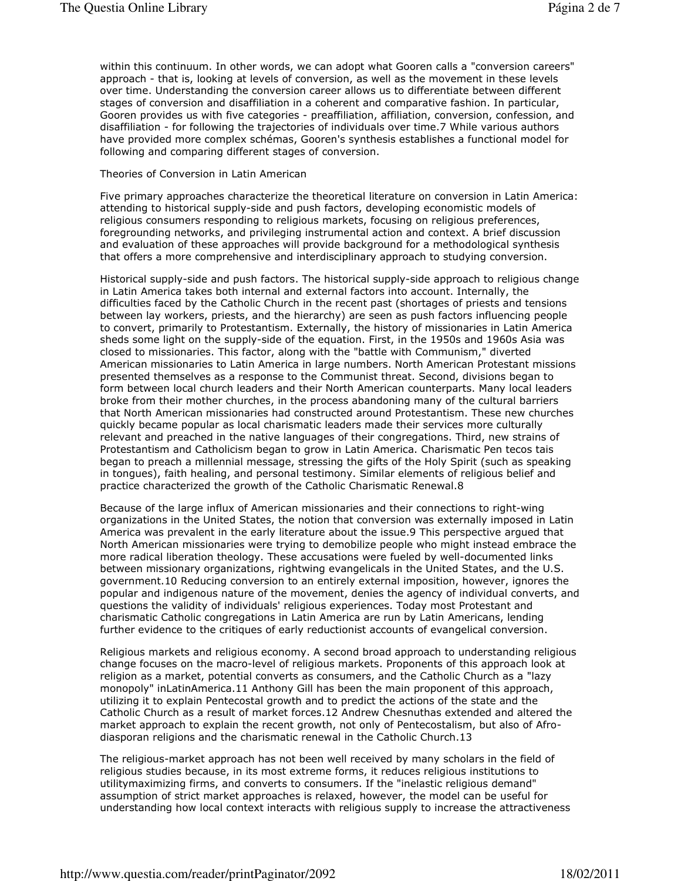within this continuum. In other words, we can adopt what Gooren calls a "conversion careers" approach - that is, looking at levels of conversion, as well as the movement in these levels over time. Understanding the conversion career allows us to differentiate between different stages of conversion and disaffiliation in a coherent and comparative fashion. In particular, Gooren provides us with five categories - preaffiliation, affiliation, conversion, confession, and disaffiliation - for following the trajectories of individuals over time.7 While various authors have provided more complex schémas, Gooren's synthesis establishes a functional model for following and comparing different stages of conversion.

Theories of Conversion in Latin American

Five primary approaches characterize the theoretical literature on conversion in Latin America: attending to historical supply-side and push factors, developing economistic models of religious consumers responding to religious markets, focusing on religious preferences, foregrounding networks, and privileging instrumental action and context. A brief discussion and evaluation of these approaches will provide background for a methodological synthesis that offers a more comprehensive and interdisciplinary approach to studying conversion.

Historical supply-side and push factors. The historical supply-side approach to religious change in Latin America takes both internal and external factors into account. Internally, the difficulties faced by the Catholic Church in the recent past (shortages of priests and tensions between lay workers, priests, and the hierarchy) are seen as push factors influencing people to convert, primarily to Protestantism. Externally, the history of missionaries in Latin America sheds some light on the supply-side of the equation. First, in the 1950s and 1960s Asia was closed to missionaries. This factor, along with the "battle with Communism," diverted American missionaries to Latin America in large numbers. North American Protestant missions presented themselves as a response to the Communist threat. Second, divisions began to form between local church leaders and their North American counterparts. Many local leaders broke from their mother churches, in the process abandoning many of the cultural barriers that North American missionaries had constructed around Protestantism. These new churches quickly became popular as local charismatic leaders made their services more culturally relevant and preached in the native languages of their congregations. Third, new strains of Protestantism and Catholicism began to grow in Latin America. Charismatic Pen tecos tais began to preach a millennial message, stressing the gifts of the Holy Spirit (such as speaking in tongues), faith healing, and personal testimony. Similar elements of religious belief and practice characterized the growth of the Catholic Charismatic Renewal.8

Because of the large influx of American missionaries and their connections to right-wing organizations in the United States, the notion that conversion was externally imposed in Latin America was prevalent in the early literature about the issue.9 This perspective argued that North American missionaries were trying to demobilize people who might instead embrace the more radical liberation theology. These accusations were fueled by well-documented links between missionary organizations, rightwing evangelicals in the United States, and the U.S. government.10 Reducing conversion to an entirely external imposition, however, ignores the popular and indigenous nature of the movement, denies the agency of individual converts, and questions the validity of individuals' religious experiences. Today most Protestant and charismatic Catholic congregations in Latin America are run by Latin Americans, lending further evidence to the critiques of early reductionist accounts of evangelical conversion.

Religious markets and religious economy. A second broad approach to understanding religious change focuses on the macro-level of religious markets. Proponents of this approach look at religion as a market, potential converts as consumers, and the Catholic Church as a "lazy monopoly" inLatinAmerica.11 Anthony Gill has been the main proponent of this approach, utilizing it to explain Pentecostal growth and to predict the actions of the state and the Catholic Church as a result of market forces.12 Andrew Chesnuthas extended and altered the market approach to explain the recent growth, not only of Pentecostalism, but also of Afro-diasporan religions and the charismatic renewal in the Catholic Church.13

The religious-market approach has not been well received by many scholars in the field of religious studies because, in its most extreme forms, it reduces religious institutions to utilitymaximizing firms, and converts to consumers. If the "inelastic religious demand" assumption of strict market approaches is relaxed, however, the model can be useful for understanding how local context interacts with religious supply to increase the attractiveness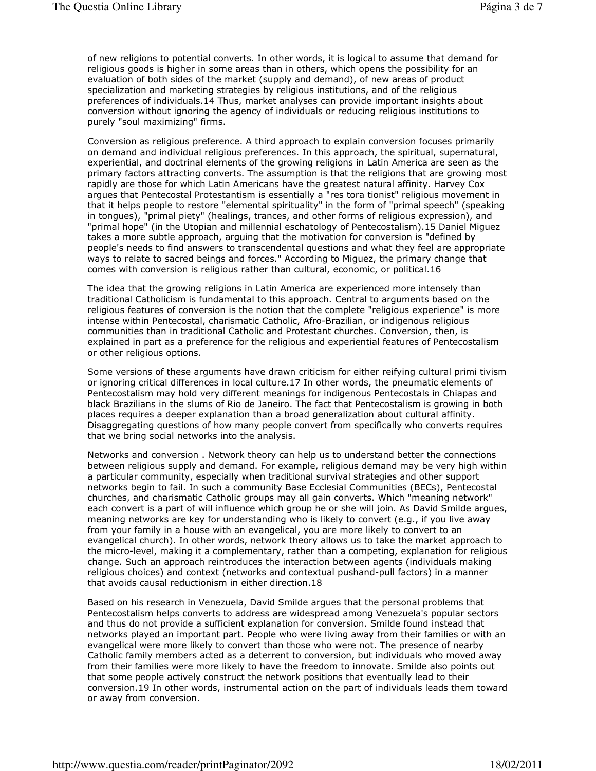of new religions to potential converts. In other words, it is logical to assume that demand for religious goods is higher in some areas than in others, which opens the possibility for an evaluation of both sides of the market (supply and demand), of new areas of product specialization and marketing strategies by religious institutions, and of the religious preferences of individuals.[14] Thus, market analyses can provide important insights about conversion without ignoring the agency of individuals or reducing religious institutions to purely "soul maximizing" firms.

Conversion as religious preference. A third approach to explain conversion focuses primarily on demand and individual religious preferences. In this approach, the spiritual, supernatural, experiential, and doctrinal elements of the growing religions in Latin America are seen as the primary factors attracting converts. The assumption is that the religions that are growing most rapidly are those for which Latin Americans have the greatest natural affinity. Harvey Cox argues that Pentecostal Protestantism is essentially a "res tora tionist" religious movement in that it helps people to restore "elemental spirituality" in the form of "primal speech" (speaking in tongues), "primal piety" (healings, trances, and other forms of religious expression), and "primal hope" (in the Utopian and millennial eschatology of Pentecostalism).[15] Daniel Miguez takes a more subtle approach, arguing that the motivation for conversion is "defined by people's needs to find answers to transcendental questions and what they feel are appropriate ways to relate to sacred beings and forces." According to Miguez, the primary change that comes with conversion is religious rather than cultural, economic, or political.[16]

The idea that the growing religions in Latin America are experienced more intensely than traditional Catholicism is fundamental to this approach. Central to arguments based on the religious features of conversion is the notion that the complete "religious experience" is more intense within Pentecostal, charismatic Catholic, Afro-Brazilian, or indigenous religious communities than in traditional Catholic and Protestant churches. Conversion, then, is explained in part as a preference for the religious and experiential features of Pentecostalism or other religious options.

Some versions of these arguments have drawn criticism for either reifying cultural primi tivism or ignoring critical differences in local culture.[17] In other words, the pneumatic elements of Pentecostalism may hold very different meanings for indigenous Pentecostals in Chiapas and black Brazilians in the slums of Rio de Janeiro. The fact that Pentecostalism is growing in both places requires a deeper explanation than a broad generalization about cultural affinity. Disaggregating questions of how many people convert from specifically who converts requires that we bring social networks into the analysis.

Networks and conversion . Network theory can help us to understand better the connections between religious supply and demand. For example, religious demand may be very high within a particular community, especially when traditional survival strategies and other support networks begin to fail. In such a community Base Ecclesial Communities (BECs), Pentecostal churches, and charismatic Catholic groups may all gain converts. Which "meaning network" each convert is a part of will influence which group he or she will join. As David Smilde argues, meaning networks are key for understanding who is likely to convert (e.g., if you live away from your family in a house with an evangelical, you are more likely to convert to an evangelical church). In other words, network theory allows us to take the market approach to the micro-level, making it a complementary, rather than a competing, explanation for religious change. Such an approach reintroduces the interaction between agents (individuals making religious choices) and context (networks and contextual pushand-pull factors) in a manner that avoids causal reductionism in either direction.[18]

Based on his research in Venezuela, David Smilde argues that the personal problems that Pentecostalism helps converts to address are widespread among Venezuela's popular sectors and thus do not provide a sufficient explanation for conversion. Smilde found instead that networks played an important part. People who were living away from their families or with an evangelical were more likely to convert than those who were not. The presence of nearby Catholic family members acted as a deterrent to conversion, but individuals who moved away from their families were more likely to have the freedom to innovate. Smilde also points out that some people actively construct the network positions that eventually lead to their conversion.[19] In other words, instrumental action on the part of individuals leads them toward or away from conversion.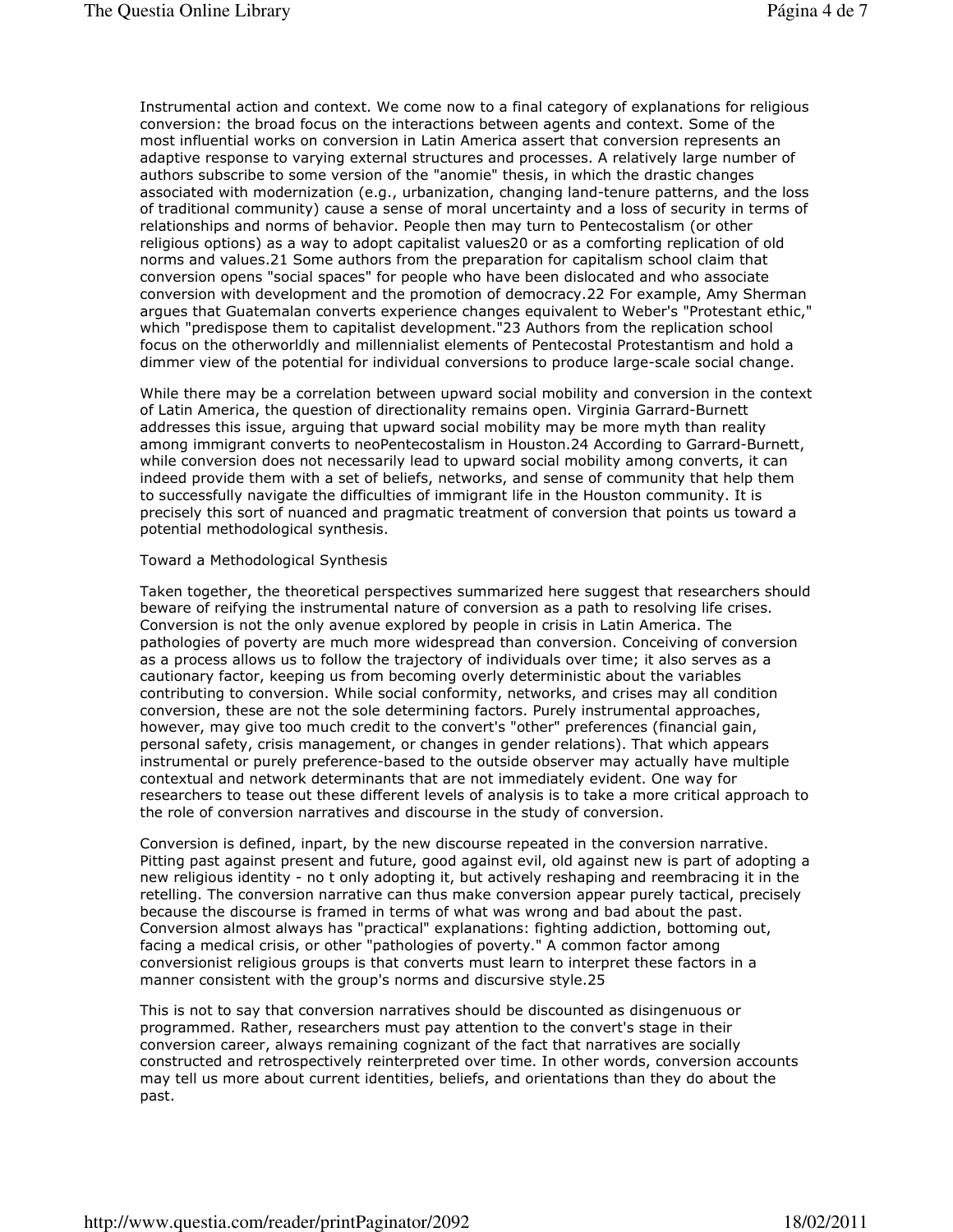Instrumental action and context. We come now to a final category of explanations for religious conversion: the broad focus on the interactions between agents and context. Some of the most influential works on conversion in Latin America assert that conversion represents an adaptive response to varying external structures and processes. A relatively large number of authors subscribe to some version of the "anomie" thesis, in which the drastic changes associated with modernization (e.g., urbanization, changing land-tenure patterns, and the loss of traditional community) cause a sense of moral uncertainty and a loss of security in terms of relationships and norms of behavior. People then may turn to Pentecostalism (or other religious options) as a way to adopt capitalist values[20] or as a comforting replication of old norms and values.[21] Some authors from the preparation for capitalism school claim that conversion opens "social spaces" for people who have been dislocated and who associate conversion with development and the promotion of democracy.[22] For example, Amy Sherman argues that Guatemalan converts experience changes equivalent to Weber's "Protestant ethic," which "predispose them to capitalist development."[23] Authors from the replication school focus on the otherworldly and millennialist elements of Pentecostal Protestantism and hold a dimmer view of the potential for individual conversions to produce large-scale social change.

While there may be a correlation between upward social mobility and conversion in the context of Latin America, the question of directionality remains open. Virginia Garrard-Burnett addresses this issue, arguing that upward social mobility may be more myth than reality among immigrant converts to neoPentecostalism in Houston.[24] According to Garrard-Burnett, while conversion does not necessarily lead to upward social mobility among converts, it can indeed provide them with a set of beliefs, networks, and sense of community that help them to successfully navigate the difficulties of immigrant life in the Houston community. It is precisely this sort of nuanced and pragmatic treatment of conversion that points us toward a potential methodological synthesis.

Toward a Methodological Synthesis

Taken together, the theoretical perspectives summarized here suggest that researchers should beware of reifying the instrumental nature of conversion as a path to resolving life crises. Conversion is not the only avenue explored by people in crisis in Latin America. The pathologies of poverty are much more widespread than conversion. Conceiving of conversion as a process allows us to follow the trajectory of individuals over time; it also serves as a cautionary factor, keeping us from becoming overly deterministic about the variables contributing to conversion. While social conformity, networks, and crises may all condition conversion, these are not the sole determining factors. Purely instrumental approaches, however, may give too much credit to the convert's "other" preferences (financial gain, personal safety, crisis management, or changes in gender relations). That which appears instrumental or purely preference-based to the outside observer may actually have multiple contextual and network determinants that are not immediately evident. One way for researchers to tease out these different levels of analysis is to take a more critical approach to the role of conversion narratives and discourse in the study of conversion.

Conversion is defined, inpart, by the new discourse repeated in the conversion narrative. Pitting past against present and future, good against evil, old against new is part of adopting a new religious identity - no t only adopting it, but actively reshaping and reembracing it in the retelling. The conversion narrative can thus make conversion appear purely tactical, precisely because the discourse is framed in terms of what was wrong and bad about the past. Conversion almost always has "practical" explanations: fighting addiction, bottoming out, facing a medical crisis, or other "pathologies of poverty." A common factor among conversionist religious groups is that converts must learn to interpret these factors in a manner consistent with the group's norms and discursive style.[25]

This is not to say that conversion narratives should be discounted as disingenuous or programmed. Rather, researchers must pay attention to the convert's stage in their conversion career, always remaining cognizant of the fact that narratives are socially constructed and retrospectively reinterpreted over time. In other words, conversion accounts may tell us more about current identities, beliefs, and orientations than they do about the past.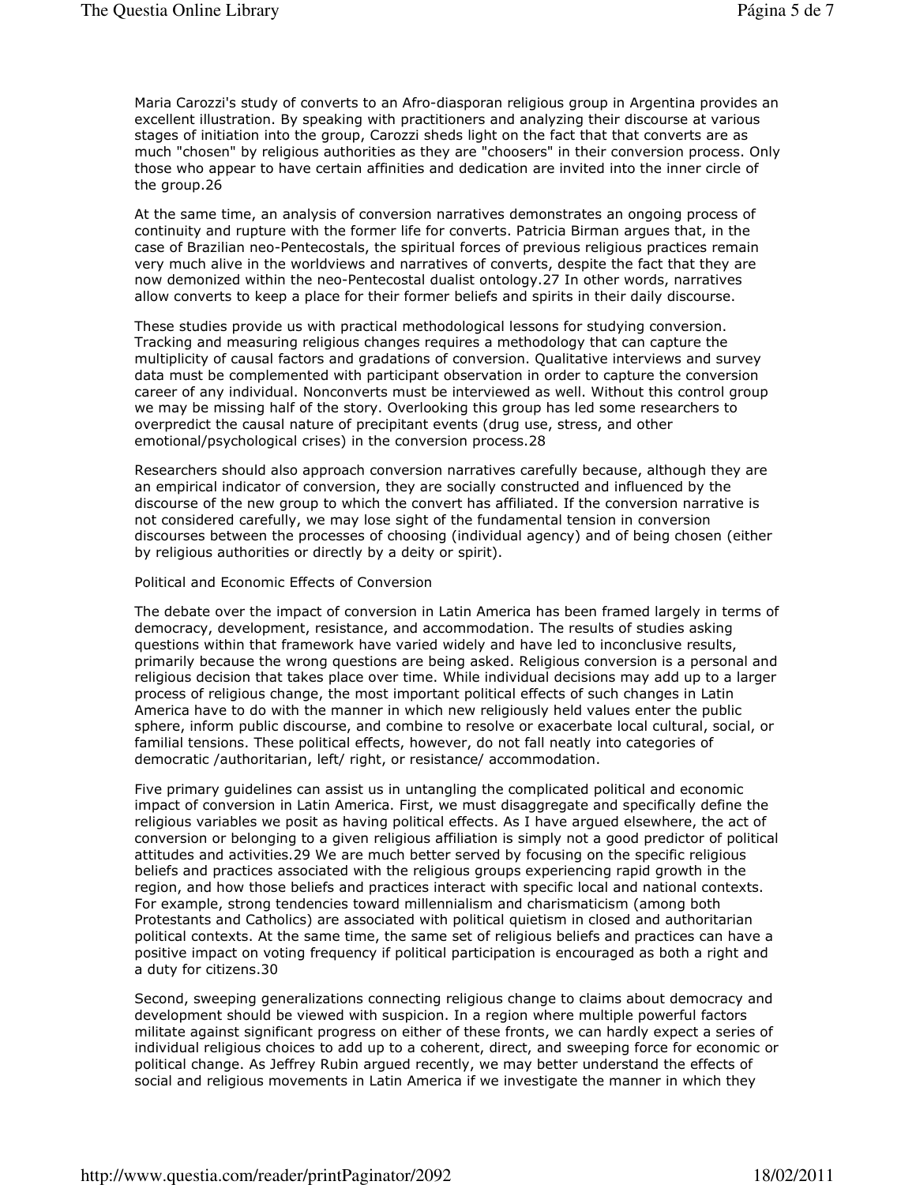Maria Carozzi's study of converts to an Afro-diasporan religious group in Argentina provides an excellent illustration. By speaking with practitioners and analyzing their discourse at various stages of initiation into the group, Carozzi sheds light on the fact that that converts are as much "chosen" by religious authorities as they are "choosers" in their conversion process. Only those who appear to have certain affinities and dedication are invited into the inner circle of the group.26

At the same time, an analysis of conversion narratives demonstrates an ongoing process of continuity and rupture with the former life for converts. Patricia Birman argues that, in the case of Brazilian neo-Pentecostals, the spiritual forces of previous religious practices remain very much alive in the worldviews and narratives of converts, despite the fact that they are now demonized within the neo-Pentecostal dualist ontology.27 In other words, narratives allow converts to keep a place for their former beliefs and spirits in their daily discourse.

These studies provide us with practical methodological lessons for studying conversion. Tracking and measuring religious changes requires a methodology that can capture the multiplicity of causal factors and gradations of conversion. Qualitative interviews and survey data must be complemented with participant observation in order to capture the conversion career of any individual. Nonconverts must be interviewed as well. Without this control group we may be missing half of the story. Overlooking this group has led some researchers to overpredict the causal nature of precipitant events (drug use, stress, and other emotional/psychological crises) in the conversion process.28

Researchers should also approach conversion narratives carefully because, although they are an empirical indicator of conversion, they are socially constructed and influenced by the discourse of the new group to which the convert has affiliated. If the conversion narrative is not considered carefully, we may lose sight of the fundamental tension in conversion discourses between the processes of choosing (individual agency) and of being chosen (either by religious authorities or directly by a deity or spirit).

## Political and Economic Effects of Conversion

The debate over the impact of conversion in Latin America has been framed largely in terms of democracy, development, resistance, and accommodation. The results of studies asking questions within that framework have varied widely and have led to inconclusive results, primarily because the wrong questions are being asked. Religious conversion is a personal and religious decision that takes place over time. While individual decisions may add up to a larger process of religious change, the most important political effects of such changes in Latin America have to do with the manner in which new religiously held values enter the public sphere, inform public discourse, and combine to resolve or exacerbate local cultural, social, or familial tensions. These political effects, however, do not fall neatly into categories of democratic /authoritarian, left/ right, or resistance/ accommodation.

Five primary guidelines can assist us in untangling the complicated political and economic impact of conversion in Latin America. First, we must disaggregate and specifically define the religious variables we posit as having political effects. As I have argued elsewhere, the act of conversion or belonging to a given religious affiliation is simply not a good predictor of political attitudes and activities.29 We are much better served by focusing on the specific religious beliefs and practices associated with the religious groups experiencing rapid growth in the region, and how those beliefs and practices interact with specific local and national contexts. For example, strong tendencies toward millennialism and charismaticism (among both Protestants and Catholics) are associated with political quietism in closed and authoritarian political contexts. At the same time, the same set of religious beliefs and practices can have a positive impact on voting frequency if political participation is encouraged as both a right and a duty for citizens.30

Second, sweeping generalizations connecting religious change to claims about democracy and development should be viewed with suspicion. In a region where multiple powerful factors militate against significant progress on either of these fronts, we can hardly expect a series of individual religious choices to add up to a coherent, direct, and sweeping force for economic or political change. As Jeffrey Rubin argued recently, we may better understand the effects of social and religious movements in Latin America if we investigate the manner in which they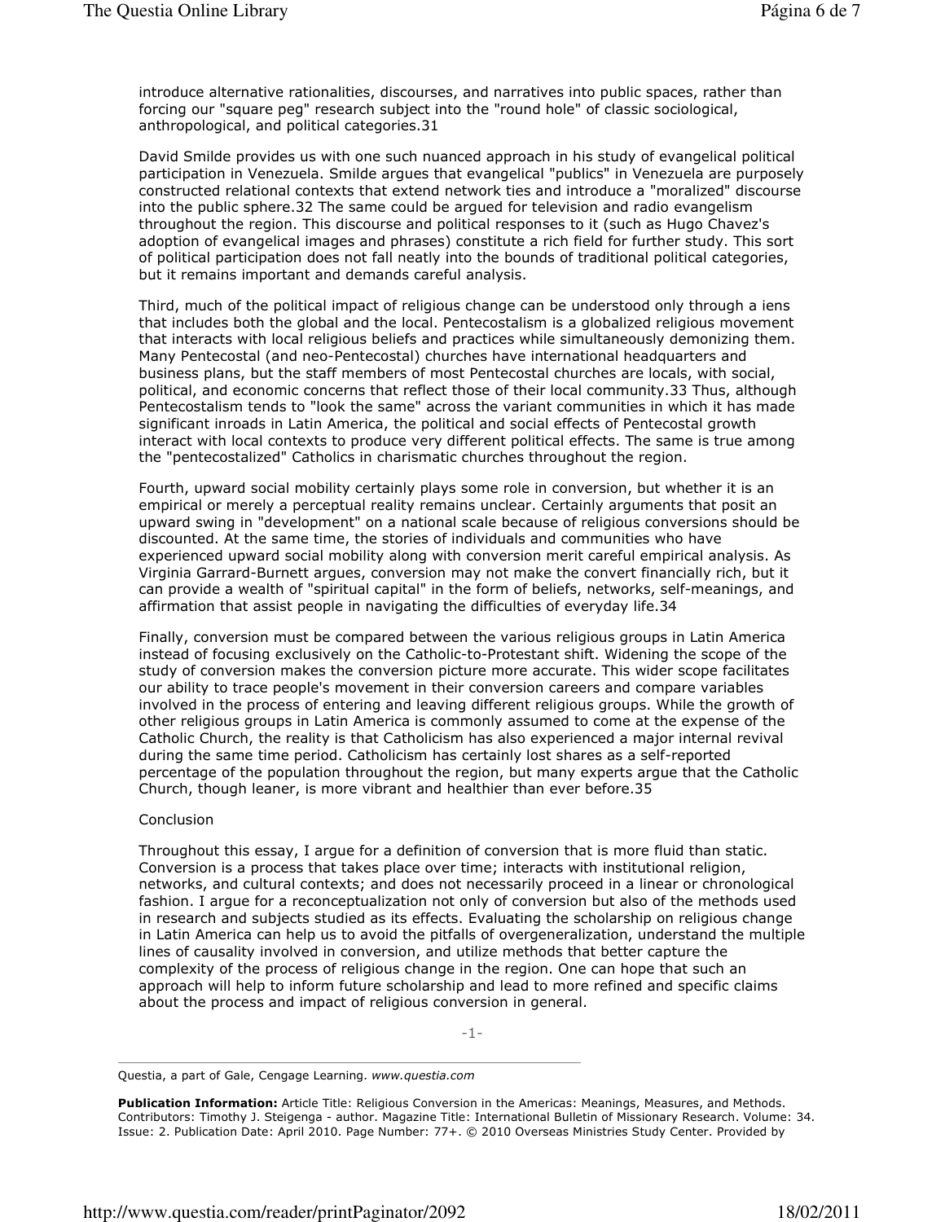introduce alternative rationalities, discourses, and narratives into public spaces, rather than forcing our "square peg" research subject into the "round hole" of classic sociological, anthropological, and political categories.31

David Smilde provides us with one such nuanced approach in his study of evangelical political participation in Venezuela. Smilde argues that evangelical "publics" in Venezuela are purposely constructed relational contexts that extend network ties and introduce a "moralized" discourse into the public sphere.32 The same could be argued for television and radio evangelism throughout the region. This discourse and political responses to it (such as Hugo Chavez's adoption of evangelical images and phrases) constitute a rich field for further study. This sort of political participation does not fall neatly into the bounds of traditional political categories, but it remains important and demands careful analysis.

Third, much of the political impact of religious change can be understood only through a iens that includes both the global and the local. Pentecostalism is a globalized religious movement that interacts with local religious beliefs and practices while simultaneously demonizing them. Many Pentecostal (and neo-Pentecostal) churches have international headquarters and business plans, but the staff members of most Pentecostal churches are locals, with social, political, and economic concerns that reflect those of their local community.33 Thus, although Pentecostalism tends to "look the same" across the variant communities in which it has made significant inroads in Latin America, the political and social effects of Pentecostal growth interact with local contexts to produce very different political effects. The same is true among the "pentecostalized" Catholics in charismatic churches throughout the region.

Fourth, upward social mobility certainly plays some role in conversion, but whether it is an empirical or merely a perceptual reality remains unclear. Certainly arguments that posit an upward swing in "development" on a national scale because of religious conversions should be discounted. At the same time, the stories of individuals and communities who have experienced upward social mobility along with conversion merit careful empirical analysis. As Virginia Garrard-Burnett argues, conversion may not make the convert financially rich, but it can provide a wealth of "spiritual capital" in the form of beliefs, networks, self-meanings, and affirmation that assist people in navigating the difficulties of everyday life.34

Finally, conversion must be compared between the various religious groups in Latin America instead of focusing exclusively on the Catholic-to-Protestant shift. Widening the scope of the study of conversion makes the conversion picture more accurate. This wider scope facilitates our ability to trace people's movement in their conversion careers and compare variables involved in the process of entering and leaving different religious groups. While the growth of other religious groups in Latin America is commonly assumed to come at the expense of the Catholic Church, the reality is that Catholicism has also experienced a major internal revival during the same time period. Catholicism has certainly lost shares as a self-reported percentage of the population throughout the region, but many experts argue that the Catholic Church, though leaner, is more vibrant and healthier than ever before.35

## Conclusion

Throughout this essay, I argue for a definition of conversion that is more fluid than static. Conversion is a process that takes place over time; interacts with institutional religion, networks, and cultural contexts; and does not necessarily proceed in a linear or chronological fashion. I argue for a reconceptualization not only of conversion but also of the methods used in research and subjects studied as its effects. Evaluating the scholarship on religious change in Latin America can help us to avoid the pitfalls of overgeneralization, understand the multiple lines of causality involved in conversion, and utilize methods that better capture the complexity of the process of religious change in the region. One can hope that such an approach will help to inform future scholarship and lead to more refined and specific claims about the process and impact of religious conversion in general.

---

Questia, a part of Gale, Cengage Learning. *www.questia.com*

**Publication Information:** Article Title: Religious Conversion in the Americas: Meanings, Measures, and Methods. Contributors: Timothy J. Steigenga - author. Magazine Title: International Bulletin of Missionary Research. Volume: 34. Issue: 2. Publication Date: April 2010. Page Number: 77+. © 2010 Overseas Ministries Study Center. Provided by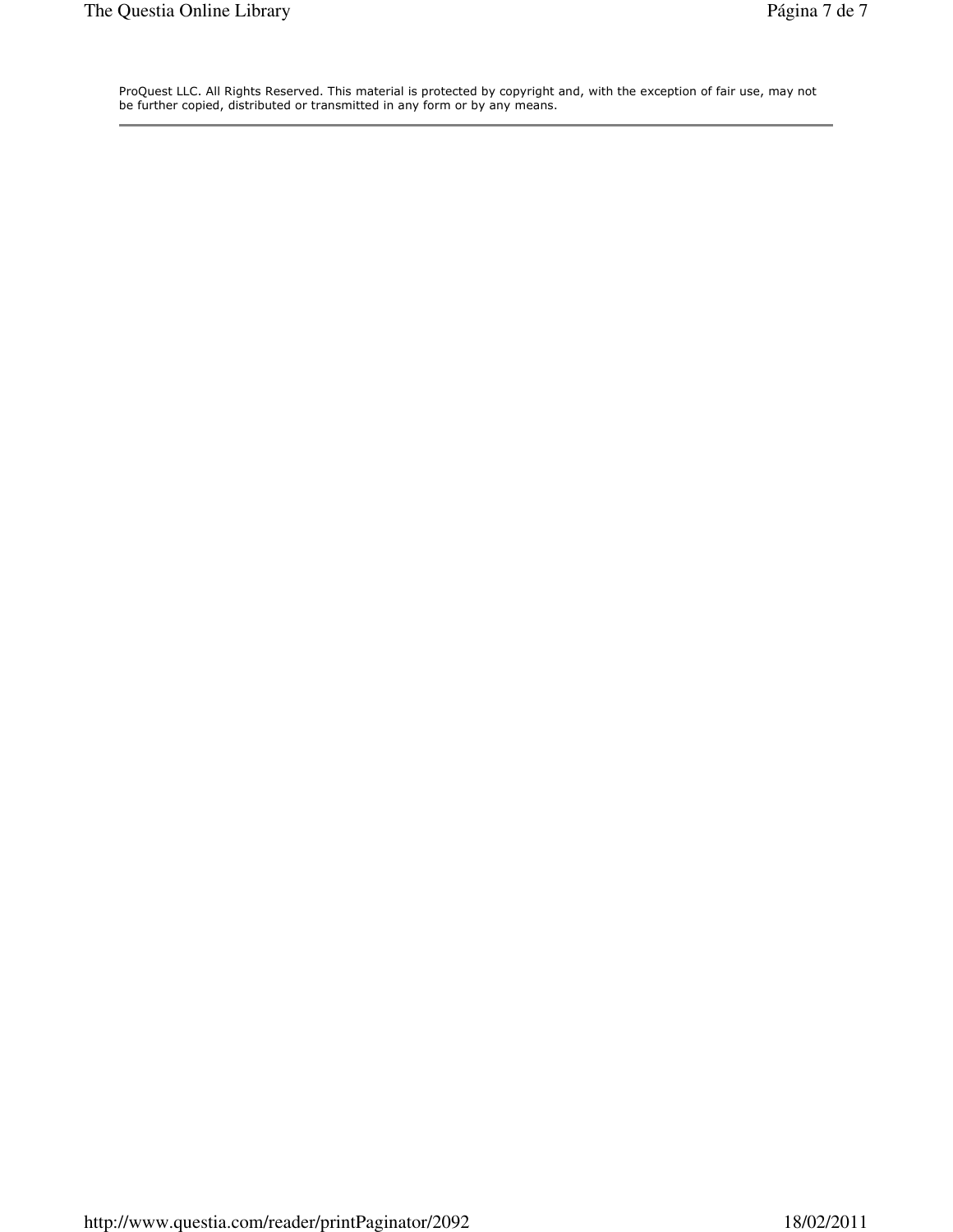ProQuest LLC. All Rights Reserved. This material is protected by copyright and, with the exception of fair use, may not be further copied, distributed or transmitted in any form or by any means.

---